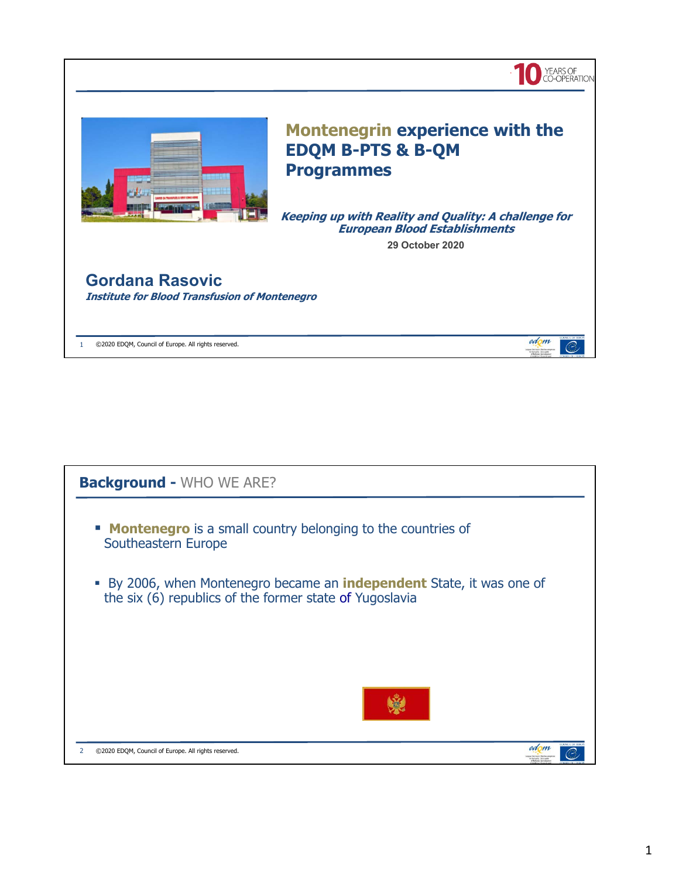# Montenegrin experience with the EDQM B-PTS & B-QM Programmes

***Keeping up with Reality and Quality: A challenge for European Blood Establishments***

**29 October 2020**

## Gordana Rasovic

***Institute for Blood Transfusion of Montenegro***

## Background - WHO WE ARE?

- **Montenegro** is a small country belonging to the countries of Southeastern Europe
- By 2006, when Montenegro became an **independent** State, it was one of the six (6) republics of the former state of Yugoslavia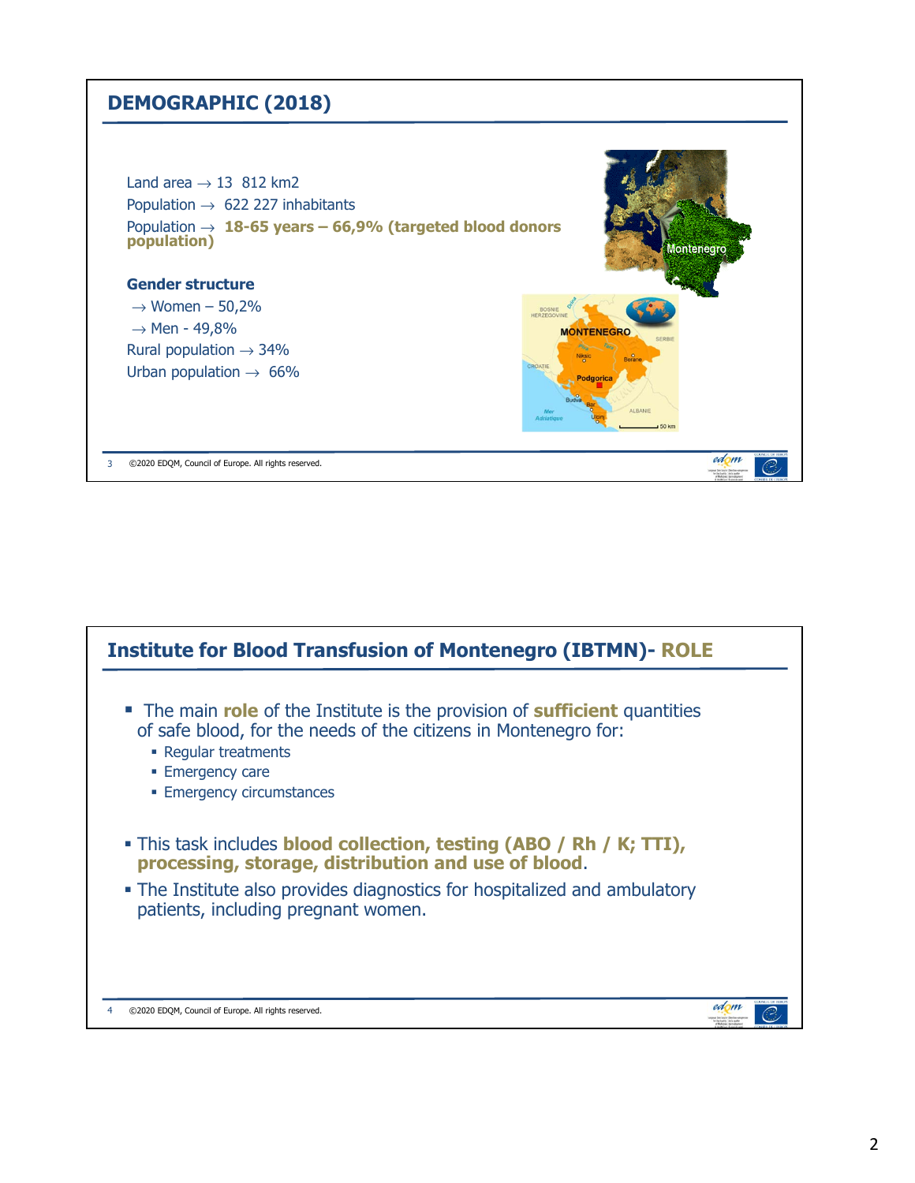## DEMOGRAPHIC (2018)

Land area → 13 812 km2
Population → 622 227 inhabitants
Population → **18-65 years – 66,9% (targeted blood donors population)**

**Gender structure**

→ Women – 50,2%
→ Men - 49,8%

Rural population → 34%
Urban population → 66%

## Institute for Blood Transfusion of Montenegro (IBTMN)- ROLE

- The main **role** of the Institute is the provision of **sufficient** quantities of safe blood, for the needs of the citizens in Montenegro for:
  - Regular treatments
  - Emergency care
  - Emergency circumstances
- This task includes **blood collection, testing (ABO / Rh / K; TTI), processing, storage, distribution and use of blood**.
- The Institute also provides diagnostics for hospitalized and ambulatory patients, including pregnant women.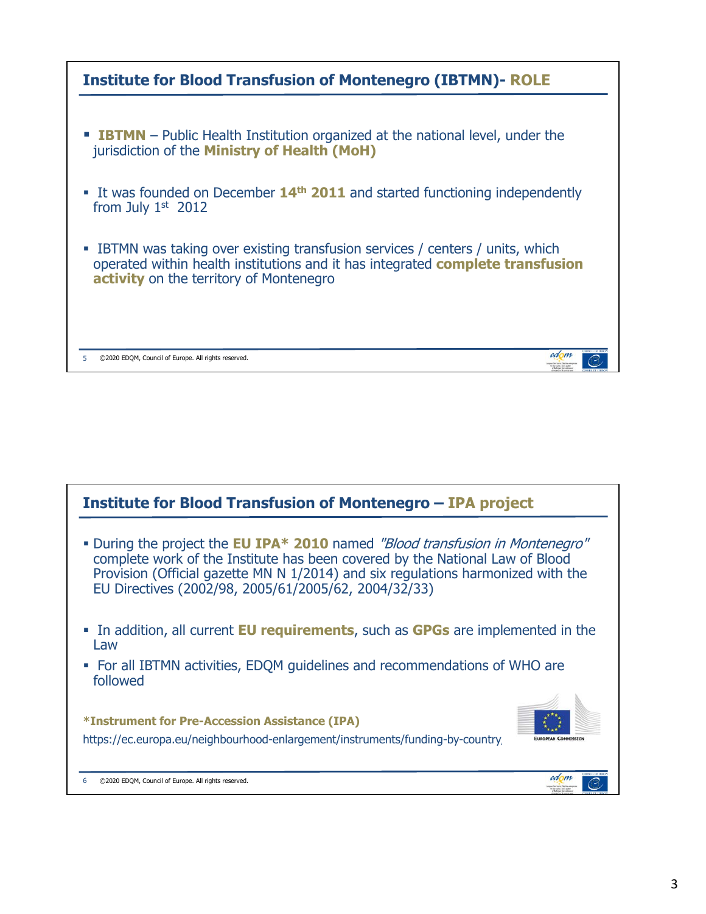## Institute for Blood Transfusion of Montenegro (IBTMN)- ROLE

- **IBTMN** – Public Health Institution organized at the national level, under the jurisdiction of the **Ministry of Health (MoH)**
- It was founded on December **14th 2011** and started functioning independently from July 1st 2012
- IBTMN was taking over existing transfusion services / centers / units, which operated within health institutions and it has integrated **complete transfusion activity** on the territory of Montenegro

## Institute for Blood Transfusion of Montenegro – IPA project

- During the project the **EU IPA* 2010** named *"Blood transfusion in Montenegro"* complete work of the Institute has been covered by the National Law of Blood Provision (Official gazette MN N 1/2014) and six regulations harmonized with the EU Directives (2002/98, 2005/61/2005/62, 2004/32/33)
- In addition, all current **EU requirements**, such as **GPGs** are implemented in the Law
- For all IBTMN activities, EDQM guidelines and recommendations of WHO are followed

***Instrument for Pre-Accession Assistance (IPA)**

https://ec.europa.eu/neighbourhood-enlargement/instruments/funding-by-country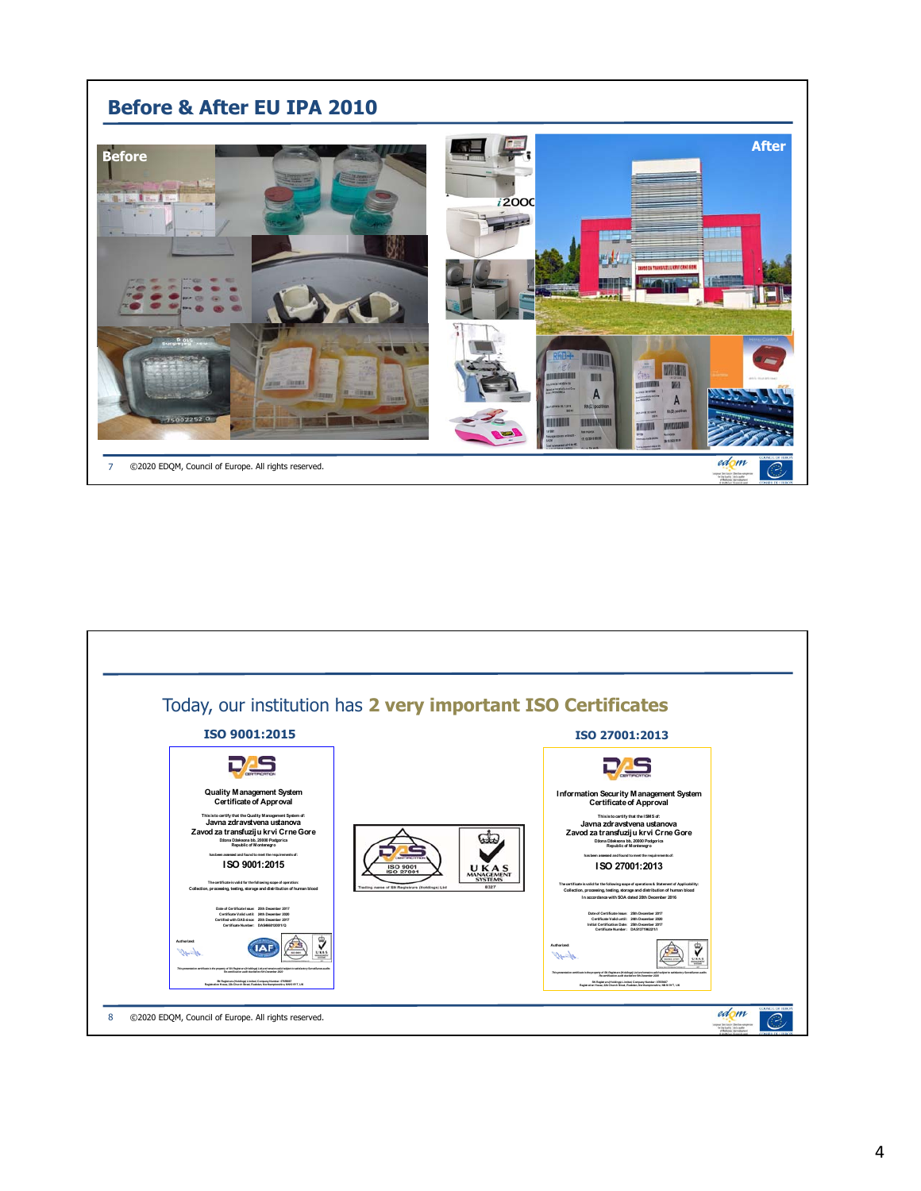## Before & After EU IPA 2010

Before

After

©2020 EDQM, Council of Europe. All rights reserved.

Today, our institution has **2 very important ISO Certificates**

**ISO 9001:2015**

Quality Management System
Certificate of Approval

This is to certify that the Quality Management System of:
Javna zdravstvena ustanova
Zavod za transfuziju krvi Crne Gore
Džona Džeksona bb, 20000 Podgorica
Republic of Montenegro

has been assessed and found to meet the requirements of:
ISO 9001:2015

The certificate is valid for the following scope of operation:
Collection, processing, testing, storage and distribution of human blood

**ISO 27001:2013**

Information Security Management System
Certificate of Approval

This is to certify that the ISMS of:
Javna zdravstvena ustanova
Zavod za transfuziju krvi Crne Gore
Džona Džeksona bb, 20000 Podgorica
Republic of Montenegro

has been assessed and found to meet the requirements of:
ISO 27001:2013

The certificate is valid for the following scope of operations & Statement of Applicability:
Collection, processing, testing, storage and distribution of human blood
In accordance with SOA dated 28th December 2016

©2020 EDQM, Council of Europe. All rights reserved.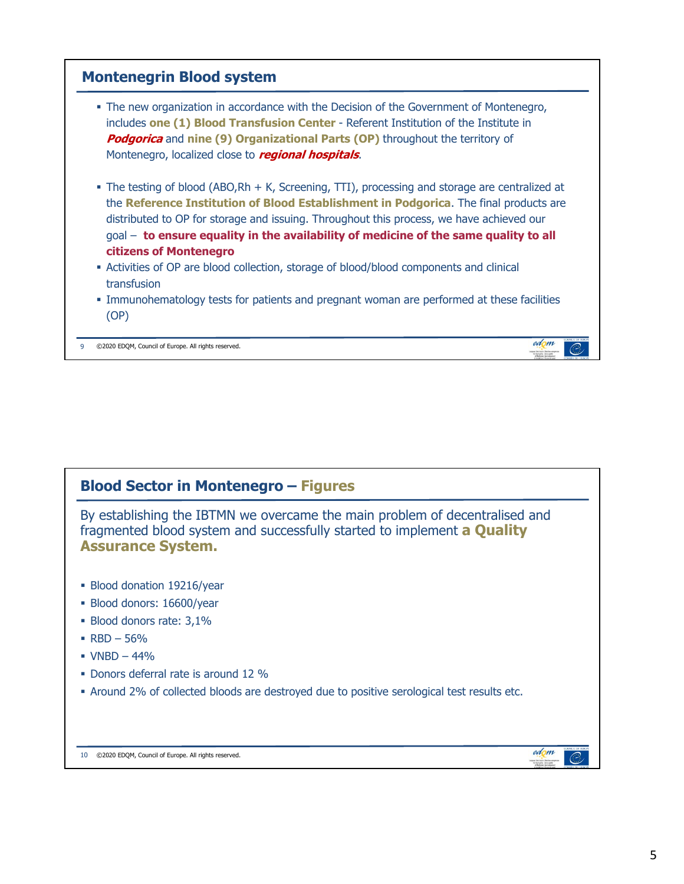## Montenegrin Blood system

- The new organization in accordance with the Decision of the Government of Montenegro, includes **one (1) Blood Transfusion Center** - Referent Institution of the Institute in ***Podgorica*** and **nine (9) Organizational Parts (OP)** throughout the territory of Montenegro, localized close to ***regional hospitals***.

- The testing of blood (ABO,Rh + K, Screening, TTI), processing and storage are centralized at the **Reference Institution of Blood Establishment in Podgorica**. The final products are distributed to OP for storage and issuing. Throughout this process, we have achieved our goal – **to ensure equality in the availability of medicine of the same quality to all citizens of Montenegro**
- Activities of OP are blood collection, storage of blood/blood components and clinical transfusion
- Immunohematology tests for patients and pregnant woman are performed at these facilities (OP)

## Blood Sector in Montenegro – Figures

By establishing the IBTMN we overcame the main problem of decentralised and fragmented blood system and successfully started to implement **a Quality Assurance System.**

- Blood donation 19216/year
- Blood donors: 16600/year
- Blood donors rate: 3,1%
- RBD – 56%
- VNBD – 44%
- Donors deferral rate is around 12 %
- Around 2% of collected bloods are destroyed due to positive serological test results etc.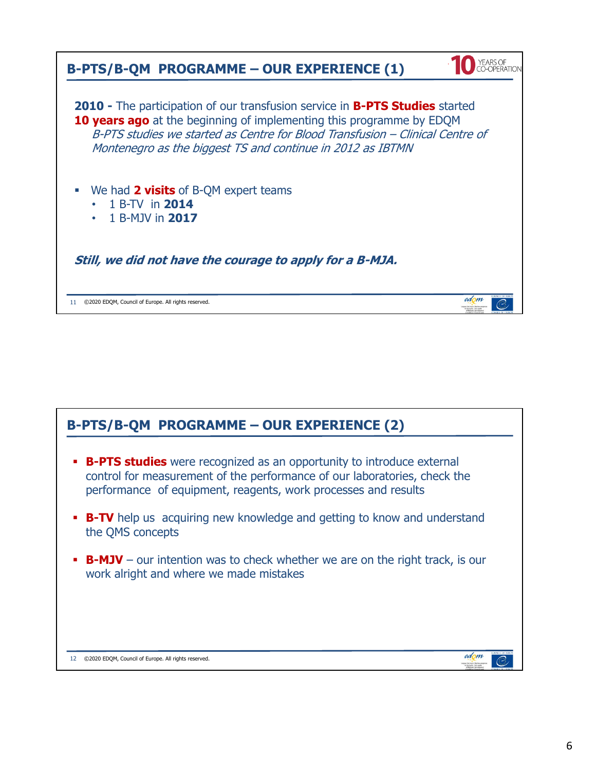## B-PTS/B-QM PROGRAMME – OUR EXPERIENCE (1)

**2010 -** The participation of our transfusion service in **B-PTS Studies** started **10 years ago** at the beginning of implementing this programme by EDQM

*B-PTS studies we started as Centre for Blood Transfusion – Clinical Centre of Montenegro as the biggest TS and continue in 2012 as IBTMN*

- We had **2 visits** of B-QM expert teams
  - 1 B-TV in **2014**
  - 1 B-MJV in **2017**

***Still, we did not have the courage to apply for a B-MJA.***

## B-PTS/B-QM PROGRAMME – OUR EXPERIENCE (2)

- **B-PTS studies** were recognized as an opportunity to introduce external control for measurement of the performance of our laboratories, check the performance of equipment, reagents, work processes and results
- **B-TV** help us acquiring new knowledge and getting to know and understand the QMS concepts
- **B-MJV** – our intention was to check whether we are on the right track, is our work alright and where we made mistakes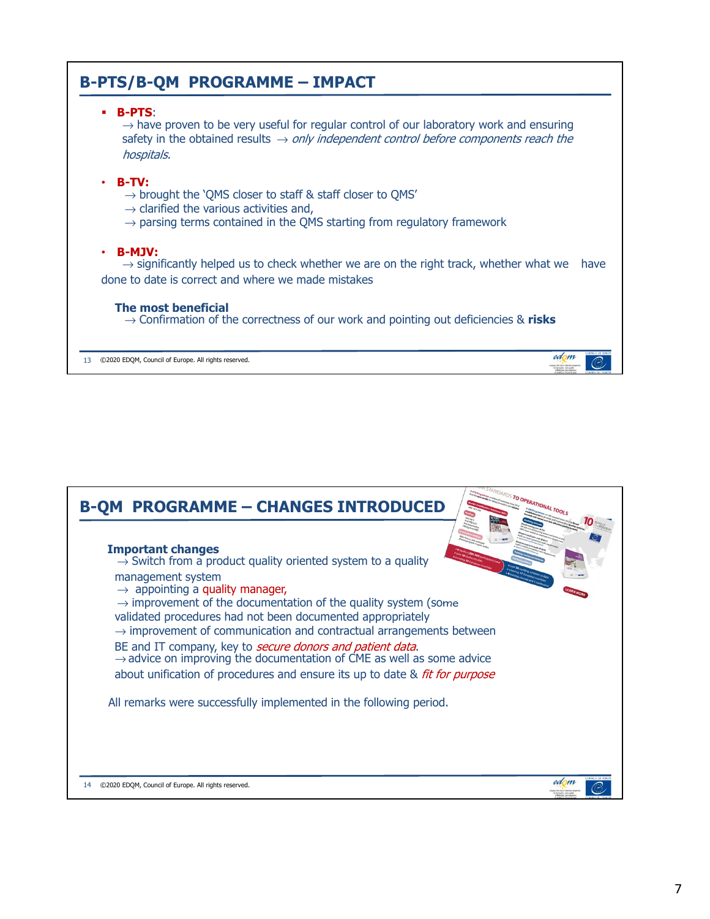## B-PTS/B-QM PROGRAMME – IMPACT

- **B-PTS**:
  → have proven to be very useful for regular control of our laboratory work and ensuring safety in the obtained results → *only independent control before components reach the hospitals.*

- **B-TV:**
  → brought the 'QMS closer to staff & staff closer to QMS'
  → clarified the various activities and,
  → parsing terms contained in the QMS starting from regulatory framework

- **B-MJV:**
  → significantly helped us to check whether we are on the right track, whether what we have done to date is correct and where we made mistakes

**The most beneficial**
→ Confirmation of the correctness of our work and pointing out deficiencies & **risks**

©2020 EDQM, Council of Europe. All rights reserved.

## B-QM PROGRAMME – CHANGES INTRODUCED

**Important changes**

→ Switch from a product quality oriented system to a quality management system
→ appointing a quality manager,
→ improvement of the documentation of the quality system (some validated procedures had not been documented appropriately
→ improvement of communication and contractual arrangements between BE and IT company, key to *secure donors and patient data*.
→ advice on improving the documentation of CME as well as some advice about unification of procedures and ensure its up to date & *fit for purpose*

All remarks were successfully implemented in the following period.

©2020 EDQM, Council of Europe. All rights reserved.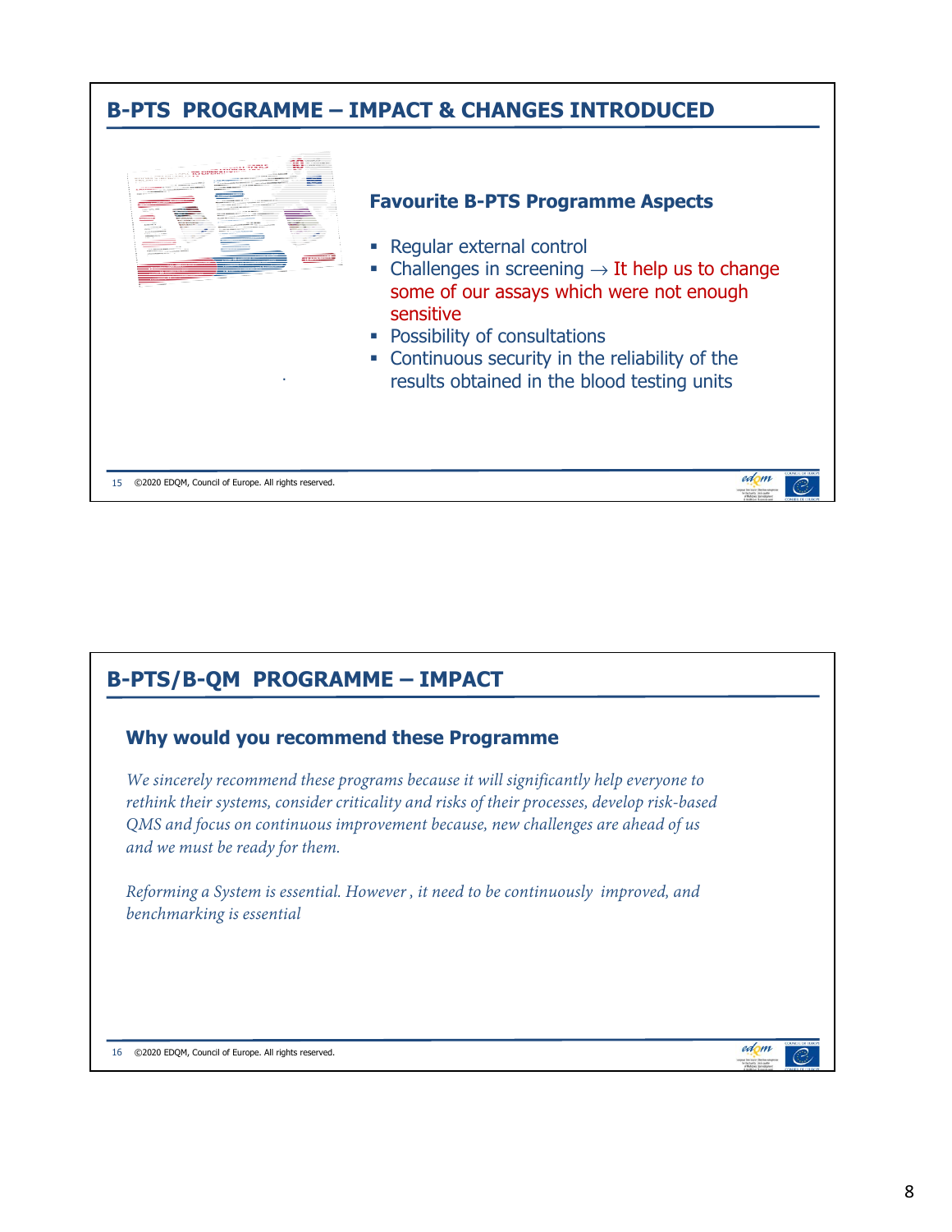## B-PTS PROGRAMME – IMPACT & CHANGES INTRODUCED

### Favourite B-PTS Programme Aspects

- Regular external control
- Challenges in screening → It help us to change some of our assays which were not enough sensitive
- Possibility of consultations
- Continuous security in the reliability of the results obtained in the blood testing units

15 ©2020 EDQM, Council of Europe. All rights reserved.

## B-PTS/B-QM PROGRAMME – IMPACT

### Why would you recommend these Programme

*We sincerely recommend these programs because it will significantly help everyone to rethink their systems, consider criticality and risks of their processes, develop risk-based QMS and focus on continuous improvement because, new challenges are ahead of us and we must be ready for them.*

*Reforming a System is essential. However , it need to be continuously improved, and benchmarking is essential*

16 ©2020 EDQM, Council of Europe. All rights reserved.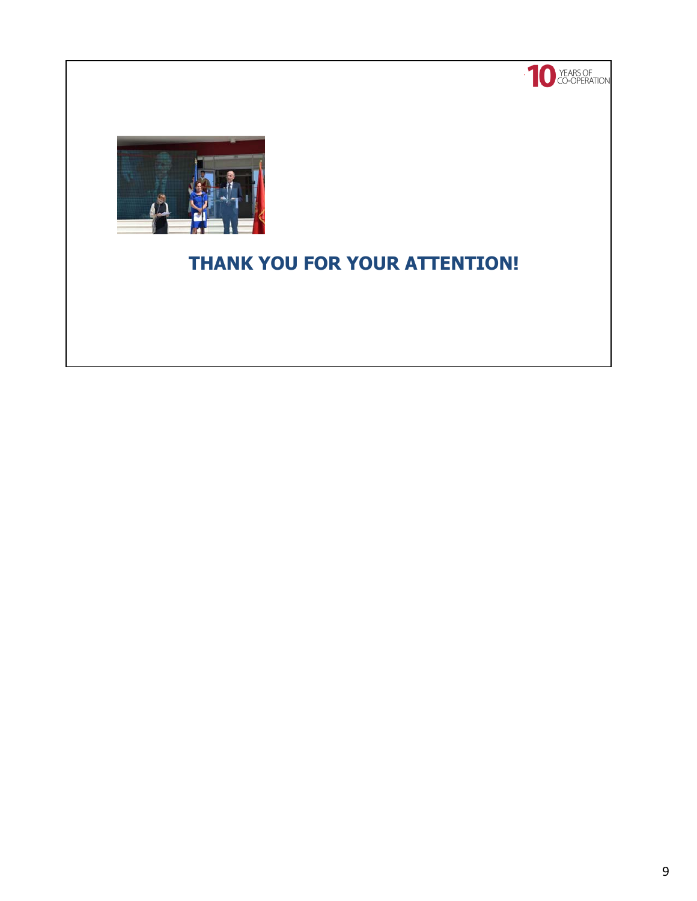10 YEARS OF CO-OPERATION

**THANK YOU FOR YOUR ATTENTION!**